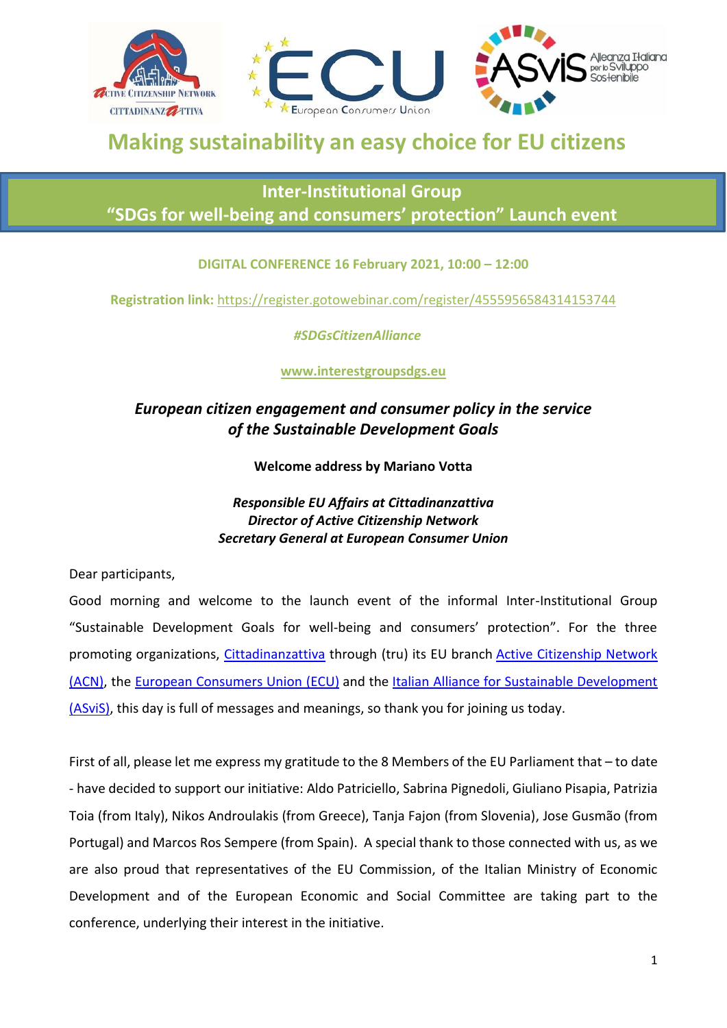# Making sustainability an easy choice for EU citizens

## Inter-Institutional Group
## "SDGs for well-being and consumers' protection" Launch event

**DIGITAL CONFERENCE 16 February 2021, 10:00 – 12:00**

**Registration link:** https://register.gotowebinar.com/register/4555956584314153744

***#SDGsCitizenAlliance***

**www.interestgroupsdgs.eu**

***European citizen engagement and consumer policy in the service of the Sustainable Development Goals***

**Welcome address by Mariano Votta**

***Responsible EU Affairs at Cittadinanzattiva***
***Director of Active Citizenship Network***
***Secretary General at European Consumer Union***

Dear participants,

Good morning and welcome to the launch event of the informal Inter-Institutional Group "Sustainable Development Goals for well-being and consumers' protection". For the three promoting organizations, Cittadinanzattiva through (tru) its EU branch Active Citizenship Network (ACN), the European Consumers Union (ECU) and the Italian Alliance for Sustainable Development (ASviS), this day is full of messages and meanings, so thank you for joining us today.

First of all, please let me express my gratitude to the 8 Members of the EU Parliament that – to date - have decided to support our initiative: Aldo Patriciello, Sabrina Pignedoli, Giuliano Pisapia, Patrizia Toia (from Italy), Nikos Androulakis (from Greece), Tanja Fajon (from Slovenia), Jose Gusmão (from Portugal) and Marcos Ros Sempere (from Spain). A special thank to those connected with us, as we are also proud that representatives of the EU Commission, of the Italian Ministry of Economic Development and of the European Economic and Social Committee are taking part to the conference, underlying their interest in the initiative.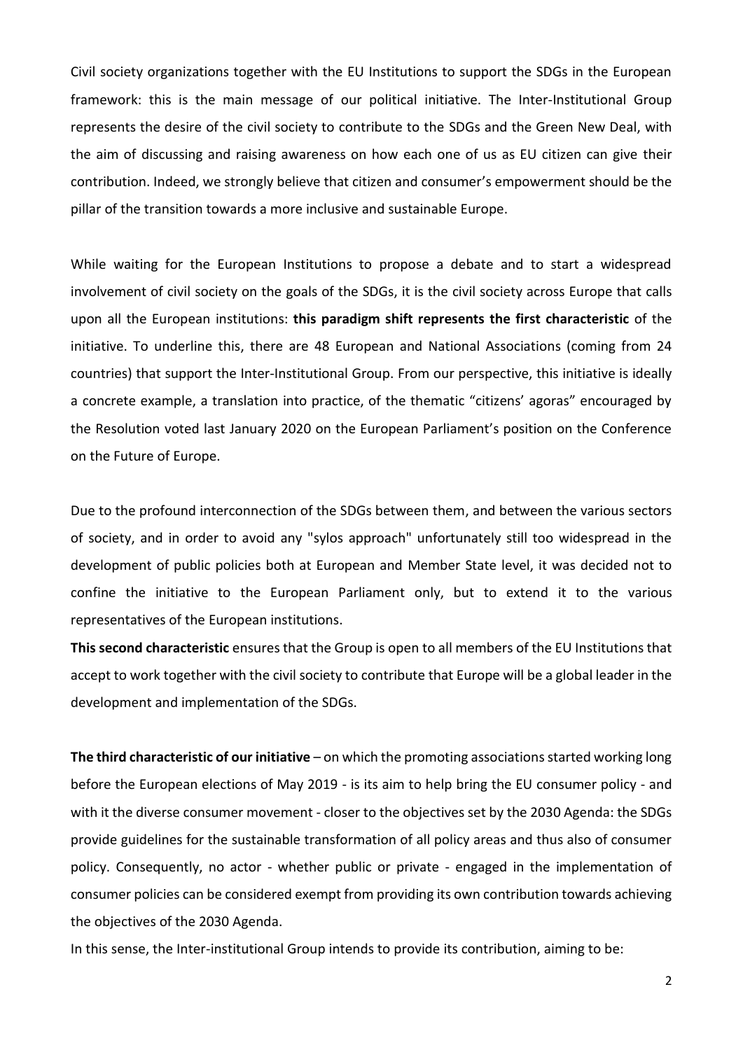Civil society organizations together with the EU Institutions to support the SDGs in the European framework: this is the main message of our political initiative. The Inter-Institutional Group represents the desire of the civil society to contribute to the SDGs and the Green New Deal, with the aim of discussing and raising awareness on how each one of us as EU citizen can give their contribution. Indeed, we strongly believe that citizen and consumer's empowerment should be the pillar of the transition towards a more inclusive and sustainable Europe.

While waiting for the European Institutions to propose a debate and to start a widespread involvement of civil society on the goals of the SDGs, it is the civil society across Europe that calls upon all the European institutions: **this paradigm shift represents the first characteristic** of the initiative. To underline this, there are 48 European and National Associations (coming from 24 countries) that support the Inter-Institutional Group. From our perspective, this initiative is ideally a concrete example, a translation into practice, of the thematic "citizens' agoras" encouraged by the Resolution voted last January 2020 on the European Parliament's position on the Conference on the Future of Europe.

Due to the profound interconnection of the SDGs between them, and between the various sectors of society, and in order to avoid any "sylos approach" unfortunately still too widespread in the development of public policies both at European and Member State level, it was decided not to confine the initiative to the European Parliament only, but to extend it to the various representatives of the European institutions.

**This second characteristic** ensures that the Group is open to all members of the EU Institutions that accept to work together with the civil society to contribute that Europe will be a global leader in the development and implementation of the SDGs.

**The third characteristic of our initiative** – on which the promoting associations started working long before the European elections of May 2019 - is its aim to help bring the EU consumer policy - and with it the diverse consumer movement - closer to the objectives set by the 2030 Agenda: the SDGs provide guidelines for the sustainable transformation of all policy areas and thus also of consumer policy. Consequently, no actor - whether public or private - engaged in the implementation of consumer policies can be considered exempt from providing its own contribution towards achieving the objectives of the 2030 Agenda.

In this sense, the Inter-institutional Group intends to provide its contribution, aiming to be: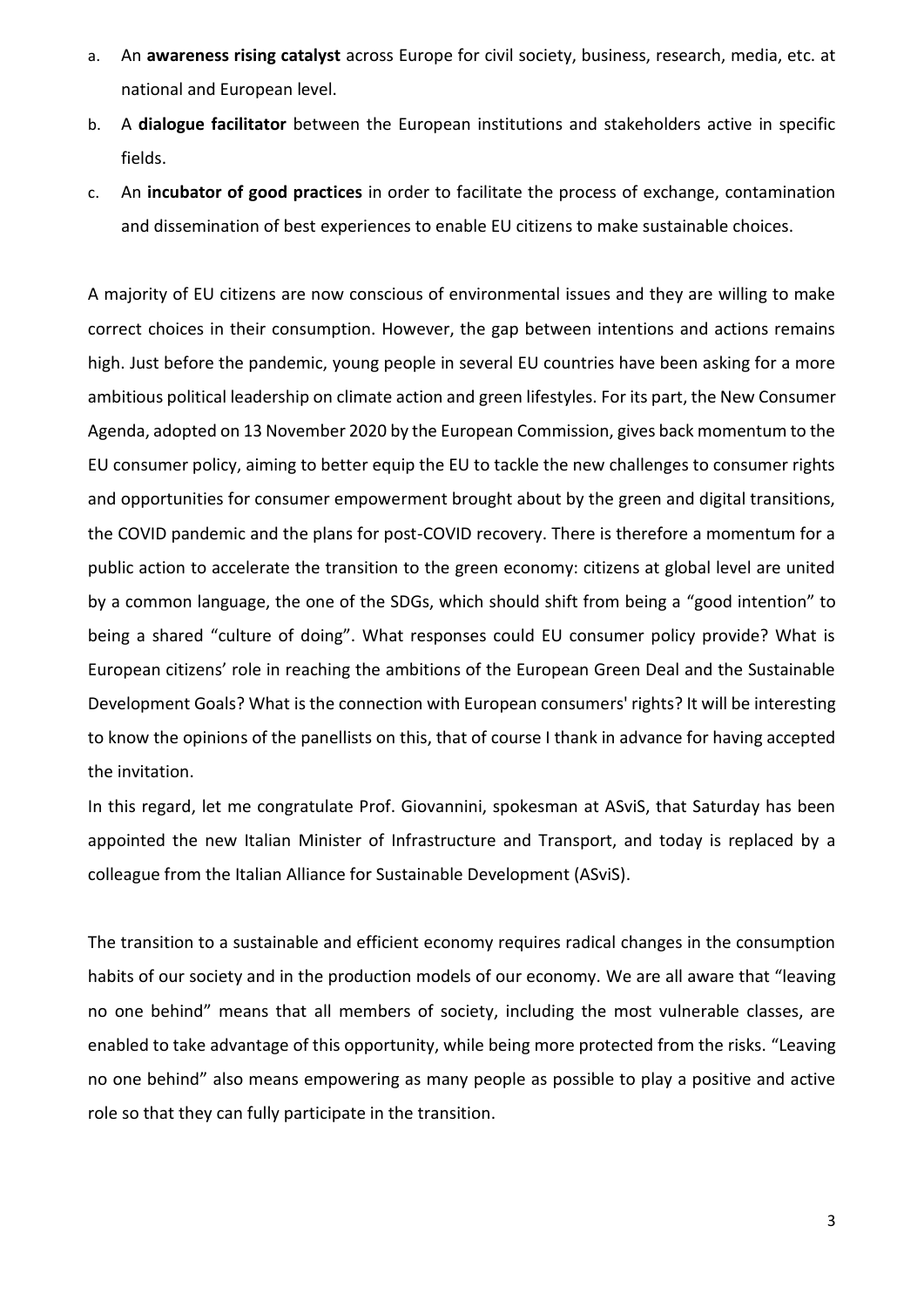a. An **awareness rising catalyst** across Europe for civil society, business, research, media, etc. at national and European level.
b. A **dialogue facilitator** between the European institutions and stakeholders active in specific fields.
c. An **incubator of good practices** in order to facilitate the process of exchange, contamination and dissemination of best experiences to enable EU citizens to make sustainable choices.

A majority of EU citizens are now conscious of environmental issues and they are willing to make correct choices in their consumption. However, the gap between intentions and actions remains high. Just before the pandemic, young people in several EU countries have been asking for a more ambitious political leadership on climate action and green lifestyles. For its part, the New Consumer Agenda, adopted on 13 November 2020 by the European Commission, gives back momentum to the EU consumer policy, aiming to better equip the EU to tackle the new challenges to consumer rights and opportunities for consumer empowerment brought about by the green and digital transitions, the COVID pandemic and the plans for post-COVID recovery. There is therefore a momentum for a public action to accelerate the transition to the green economy: citizens at global level are united by a common language, the one of the SDGs, which should shift from being a "good intention" to being a shared "culture of doing". What responses could EU consumer policy provide? What is European citizens' role in reaching the ambitions of the European Green Deal and the Sustainable Development Goals? What is the connection with European consumers' rights? It will be interesting to know the opinions of the panellists on this, that of course I thank in advance for having accepted the invitation.

In this regard, let me congratulate Prof. Giovannini, spokesman at ASviS, that Saturday has been appointed the new Italian Minister of Infrastructure and Transport, and today is replaced by a colleague from the Italian Alliance for Sustainable Development (ASviS).

The transition to a sustainable and efficient economy requires radical changes in the consumption habits of our society and in the production models of our economy. We are all aware that "leaving no one behind" means that all members of society, including the most vulnerable classes, are enabled to take advantage of this opportunity, while being more protected from the risks. "Leaving no one behind" also means empowering as many people as possible to play a positive and active role so that they can fully participate in the transition.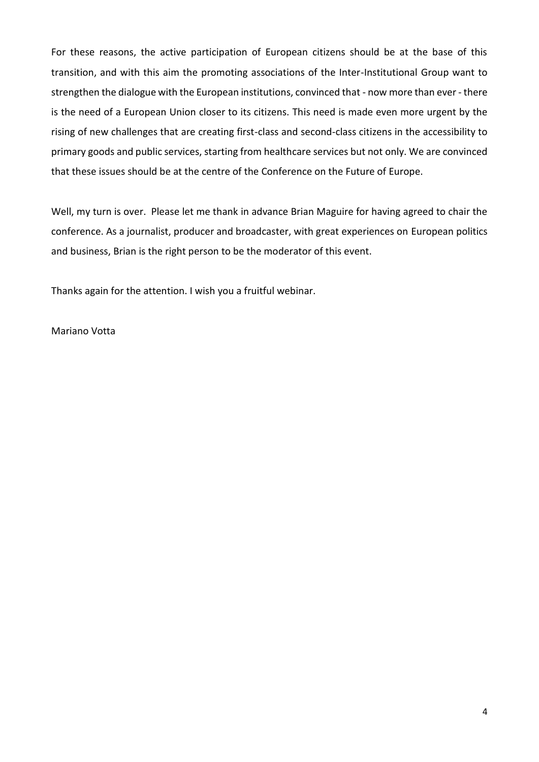For these reasons, the active participation of European citizens should be at the base of this transition, and with this aim the promoting associations of the Inter-Institutional Group want to strengthen the dialogue with the European institutions, convinced that - now more than ever - there is the need of a European Union closer to its citizens. This need is made even more urgent by the rising of new challenges that are creating first-class and second-class citizens in the accessibility to primary goods and public services, starting from healthcare services but not only. We are convinced that these issues should be at the centre of the Conference on the Future of Europe.

Well, my turn is over. Please let me thank in advance Brian Maguire for having agreed to chair the conference. As a journalist, producer and broadcaster, with great experiences on European politics and business, Brian is the right person to be the moderator of this event.

Thanks again for the attention. I wish you a fruitful webinar.

Mariano Votta